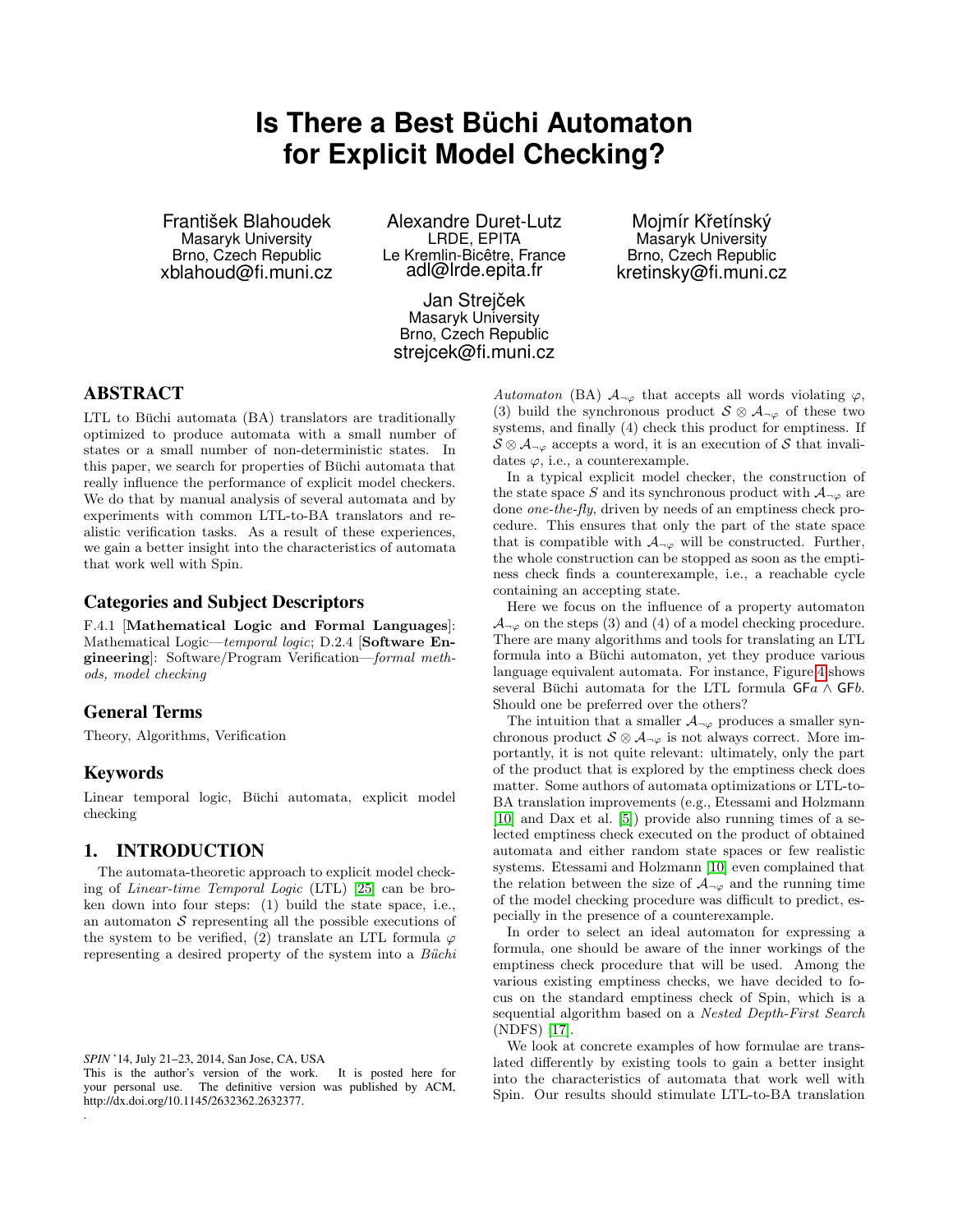# Is There a Best Büchi Automaton for Explicit Model Checking?

František Blahoudek
Masaryk University
Brno, Czech Republic
xblahoud@fi.muni.cz

Alexandre Duret-Lutz
LRDE, EPITA
Le Kremlin-Bicêtre, France
adl@lrde.epita.fr

Mojmír Křetínský
Masaryk University
Brno, Czech Republic
kretinsky@fi.muni.cz

Jan Strejček
Masaryk University
Brno, Czech Republic
strejcek@fi.muni.cz

## ABSTRACT

LTL to Büchi automata (BA) translators are traditionally optimized to produce automata with a small number of states or a small number of non-deterministic states. In this paper, we search for properties of Büchi automata that really influence the performance of explicit model checkers. We do that by manual analysis of several automata and by experiments with common LTL-to-BA translators and realistic verification tasks. As a result of these experiences, we gain a better insight into the characteristics of automata that work well with Spin.

### Categories and Subject Descriptors

F.4.1 [**Mathematical Logic and Formal Languages**]: Mathematical Logic—*temporal logic*; D.2.4 [**Software Engineering**]: Software/Program Verification—*formal methods, model checking*

### General Terms

Theory, Algorithms, Verification

### Keywords

Linear temporal logic, Büchi automata, explicit model checking

## 1. INTRODUCTION

The automata-theoretic approach to explicit model checking of *Linear-time Temporal Logic* (LTL) [25] can be broken down into four steps: (1) build the state space, i.e., an automaton $\mathcal{S}$ representing all the possible executions of the system to be verified, (2) translate an LTL formula $\varphi$ representing a desired property of the system into a *Büchi Automaton* (BA) $\mathcal{A}_{\neg\varphi}$ that accepts all words violating $\varphi$, (3) build the synchronous product $\mathcal{S} \otimes \mathcal{A}_{\neg\varphi}$ of these two systems, and finally (4) check this product for emptiness. If $\mathcal{S} \otimes \mathcal{A}_{\neg\varphi}$ accepts a word, it is an execution of $\mathcal{S}$ that invalidates $\varphi$, i.e., a counterexample.

In a typical explicit model checker, the construction of the state space $S$ and its synchronous product with $\mathcal{A}_{\neg\varphi}$ are done *one-the-fly*, driven by needs of an emptiness check procedure. This ensures that only the part of the state space that is compatible with $\mathcal{A}_{\neg\varphi}$ will be constructed. Further, the whole construction can be stopped as soon as the emptiness check finds a counterexample, i.e., a reachable cycle containing an accepting state.

Here we focus on the influence of a property automaton $\mathcal{A}_{\neg\varphi}$ on the steps (3) and (4) of a model checking procedure. There are many algorithms and tools for translating an LTL formula into a Büchi automaton, yet they produce various language equivalent automata. For instance, Figure 4 shows several Büchi automata for the LTL formula $\mathsf{GF}a \wedge \mathsf{GF}b$. Should one be preferred over the others?

The intuition that a smaller $\mathcal{A}_{\neg\varphi}$ produces a smaller synchronous product $\mathcal{S} \otimes \mathcal{A}_{\neg\varphi}$ is not always correct. More importantly, it is not quite relevant: ultimately, only the part of the product that is explored by the emptiness check does matter. Some authors of automata optimizations or LTL-to-BA translation improvements (e.g., Etessami and Holzmann [10] and Dax et al. [5]) provide also running times of a selected emptiness check executed on the product of obtained automata and either random state spaces or few realistic systems. Etessami and Holzmann [10] even complained that the relation between the size of $\mathcal{A}_{\neg\varphi}$ and the running time of the model checking procedure was difficult to predict, especially in the presence of a counterexample.

In order to select an ideal automaton for expressing a formula, one should be aware of the inner workings of the emptiness check procedure that will be used. Among the various existing emptiness checks, we have decided to focus on the standard emptiness check of Spin, which is a sequential algorithm based on a *Nested Depth-First Search* (NDFS) [17].

We look at concrete examples of how formulae are translated differently by existing tools to gain a better insight into the characteristics of automata that work well with Spin. Our results should stimulate LTL-to-BA translation

*SPIN* '14, July 21–23, 2014, San Jose, CA, USA
This is the author's version of the work. It is posted here for your personal use. The definitive version was published by ACM, http://dx.doi.org/10.1145/2632362.2632377.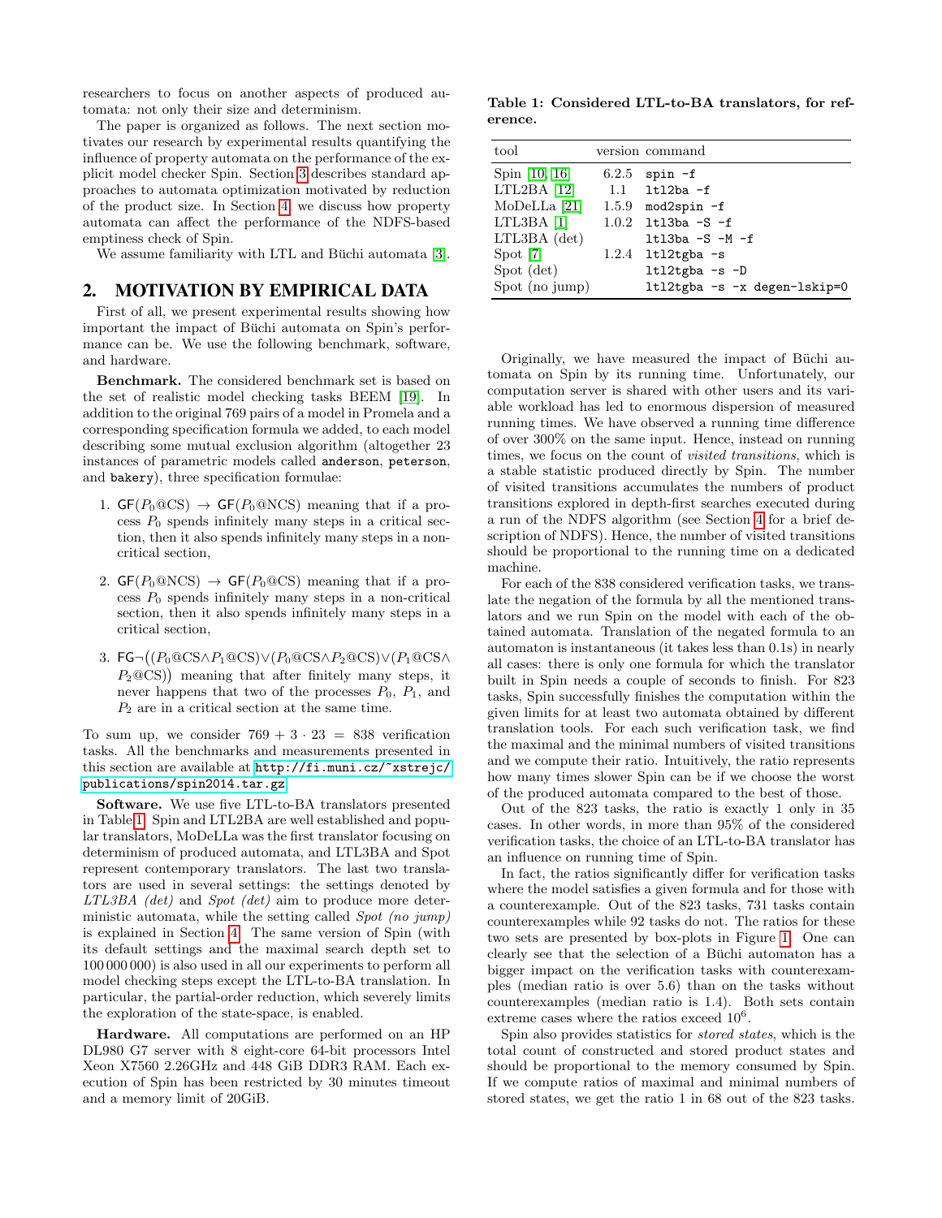researchers to focus on another aspects of produced automata: not only their size and determinism.

The paper is organized as follows. The next section motivates our research by experimental results quantifying the influence of property automata on the performance of the explicit model checker Spin. Section 3 describes standard approaches to automata optimization motivated by reduction of the product size. In Section 4, we discuss how property automata can affect the performance of the NDFS-based emptiness check of Spin.

We assume familiarity with LTL and Büchi automata [3].

## 2. MOTIVATION BY EMPIRICAL DATA

First of all, we present experimental results showing how important the impact of Büchi automata on Spin's performance can be. We use the following benchmark, software, and hardware.

**Benchmark.** The considered benchmark set is based on the set of realistic model checking tasks BEEM [19]. In addition to the original 769 pairs of a model in Promela and a corresponding specification formula we added, to each model describing some mutual exclusion algorithm (altogether 23 instances of parametric models called `anderson`, `peterson`, and `bakery`), three specification formulae:

1. $\mathsf{GF}(P_0@\mathrm{CS}) \rightarrow \mathsf{GF}(P_0@\mathrm{NCS})$ meaning that if a process $P_0$ spends infinitely many steps in a critical section, then it also spends infinitely many steps in a non-critical section,
2. $\mathsf{GF}(P_0@\mathrm{NCS}) \rightarrow \mathsf{GF}(P_0@\mathrm{CS})$ meaning that if a process $P_0$ spends infinitely many steps in a non-critical section, then it also spends infinitely many steps in a critical section,
3. $\mathsf{FG}\neg\big((P_0@\mathrm{CS} \wedge P_1@\mathrm{CS}) \vee (P_0@\mathrm{CS} \wedge P_2@\mathrm{CS}) \vee (P_1@\mathrm{CS} \wedge P_2@\mathrm{CS})\big)$ meaning that after finitely many steps, it never happens that two of the processes $P_0$, $P_1$, and $P_2$ are in a critical section at the same time.

To sum up, we consider $769 + 3 \cdot 23 = 838$ verification tasks. All the benchmarks and measurements presented in this section are available at http://fi.muni.cz/~xstrejc/publications/spin2014.tar.gz.

**Software.** We use five LTL-to-BA translators presented in Table 1. Spin and LTL2BA are well established and popular translators, MoDeLLa was the first translator focusing on determinism of produced automata, and LTL3BA and Spot represent contemporary translators. The last two translators are used in several settings: the settings denoted by *LTL3BA (det)* and *Spot (det)* aim to produce more deterministic automata, while the setting called *Spot (no jump)* is explained in Section 4. The same version of Spin (with its default settings and the maximal search depth set to 100 000 000) is also used in all our experiments to perform all model checking steps except the LTL-to-BA translation. In particular, the partial-order reduction, which severely limits the exploration of the state-space, is enabled.

**Hardware.** All computations are performed on an HP DL980 G7 server with 8 eight-core 64-bit processors Intel Xeon X7560 2.26GHz and 448 GiB DDR3 RAM. Each execution of Spin has been restricted by 30 minutes timeout and a memory limit of 20GiB.

**Table 1: Considered LTL-to-BA translators, for reference.**

| tool | version | command |
|---|---|---|
| Spin [10, 16] | 6.2.5 | `spin -f` |
| LTL2BA [12] | 1.1 | `ltl2ba -f` |
| MoDeLLa [21] | 1.5.9 | `mod2spin -f` |
| LTL3BA [1] | 1.0.2 | `ltl3ba -S -f` |
| LTL3BA (det) | | `ltl3ba -S -M -f` |
| Spot [7] | 1.2.4 | `ltl2tgba -s` |
| Spot (det) | | `ltl2tgba -s -D` |
| Spot (no jump) | | `ltl2tgba -s -x degen-lskip=0` |

Originally, we have measured the impact of Büchi automata on Spin by its running time. Unfortunately, our computation server is shared with other users and its variable workload has led to enormous dispersion of measured running times. We have observed a running time difference of over 300% on the same input. Hence, instead on running times, we focus on the count of *visited transitions*, which is a stable statistic produced directly by Spin. The number of visited transitions accumulates the numbers of product transitions explored in depth-first searches executed during a run of the NDFS algorithm (see Section 4 for a brief description of NDFS). Hence, the number of visited transitions should be proportional to the running time on a dedicated machine.

For each of the 838 considered verification tasks, we translate the negation of the formula by all the mentioned translators and we run Spin on the model with each of the obtained automata. Translation of the negated formula to an automaton is instantaneous (it takes less than 0.1s) in nearly all cases: there is only one formula for which the translator built in Spin needs a couple of seconds to finish. For 823 tasks, Spin successfully finishes the computation within the given limits for at least two automata obtained by different translation tools. For each such verification task, we find the maximal and the minimal numbers of visited transitions and we compute their ratio. Intuitively, the ratio represents how many times slower Spin can be if we choose the worst of the produced automata compared to the best of those.

Out of the 823 tasks, the ratio is exactly 1 only in 35 cases. In other words, in more than 95% of the considered verification tasks, the choice of an LTL-to-BA translator has an influence on running time of Spin.

In fact, the ratios significantly differ for verification tasks where the model satisfies a given formula and for those with a counterexample. Out of the 823 tasks, 731 tasks contain counterexamples while 92 tasks do not. The ratios for these two sets are presented by box-plots in Figure 1. One can clearly see that the selection of a Büchi automaton has a bigger impact on the verification tasks with counterexamples (median ratio is over 5.6) than on the tasks without counterexamples (median ratio is 1.4). Both sets contain extreme cases where the ratios exceed $10^6$.

Spin also provides statistics for *stored states*, which is the total count of constructed and stored product states and should be proportional to the memory consumed by Spin. If we compute ratios of maximal and minimal numbers of stored states, we get the ratio 1 in 68 out of the 823 tasks.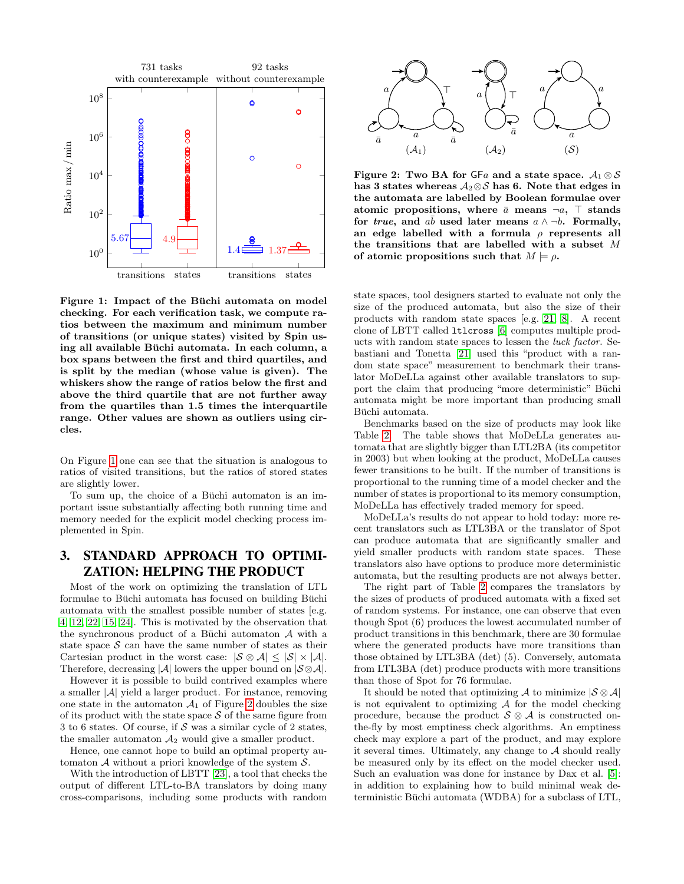**Figure 1: Impact of the Büchi automata on model checking. For each verification task, we compute ratios between the maximum and minimum number of transitions (or unique states) visited by Spin using all available Büchi automata. In each column, a box spans between the first and third quartiles, and is split by the median (whose value is given). The whiskers show the range of ratios below the first and above the third quartile that are not further away from the quartiles than 1.5 times the interquartile range. Other values are shown as outliers using circles.**

On Figure 1 one can see that the situation is analogous to ratios of visited transitions, but the ratios of stored states are slightly lower.

To sum up, the choice of a Büchi automaton is an important issue substantially affecting both running time and memory needed for the explicit model checking process implemented in Spin.

## 3. STANDARD APPROACH TO OPTIMIZATION: HELPING THE PRODUCT

Most of the work on optimizing the translation of LTL formulae to Büchi automata has focused on building Büchi automata with the smallest possible number of states [e.g. 4, 12, 22, 15, 24]. This is motivated by the observation that the synchronous product of a Büchi automaton $\mathcal{A}$ with a state space $\mathcal{S}$ can have the same number of states as their Cartesian product in the worst case: $|\mathcal{S} \otimes \mathcal{A}| \leq |\mathcal{S}| \times |\mathcal{A}|$. Therefore, decreasing $|\mathcal{A}|$ lowers the upper bound on $|\mathcal{S} \otimes \mathcal{A}|$.

However it is possible to build contrived examples where a smaller $|\mathcal{A}|$ yield a larger product. For instance, removing one state in the automaton $\mathcal{A}_1$ of Figure 2 doubles the size of its product with the state space $\mathcal{S}$ of the same figure from 3 to 6 states. Of course, if $\mathcal{S}$ was a similar cycle of 2 states, the smaller automaton $\mathcal{A}_2$ would give a smaller product.

Hence, one cannot hope to build an optimal property automaton $\mathcal{A}$ without a priori knowledge of the system $\mathcal{S}$.

With the introduction of LBTT [23], a tool that checks the output of different LTL-to-BA translators by doing many cross-comparisons, including some products with random state spaces, tool designers started to evaluate not only the size of the produced automata, but also the size of their products with random state spaces [e.g. 21, 8]. A recent clone of LBTT called `ltlcross` [6] computes multiple products with random state spaces to lessen the *luck factor*. Sebastiani and Tonetta [21] used this "product with a random state space" measurement to benchmark their translator MoDeLLa against other available translators to support the claim that producing "more deterministic" Büchi automata might be more important than producing small Büchi automata.

**Figure 2: Two BA for $\mathsf{GF}a$ and a state space. $\mathcal{A}_1 \otimes \mathcal{S}$ has 3 states whereas $\mathcal{A}_2 \otimes \mathcal{S}$ has 6. Note that edges in the automata are labelled by Boolean formulae over atomic propositions, where $\bar{a}$ means $\neg a$, $\top$ stands for *true*, and $a\bar{b}$ used later means $a \wedge \neg b$. Formally, an edge labelled with a formula $\rho$ represents all the transitions that are labelled with a subset $M$ of atomic propositions such that $M \models \rho$.**

Benchmarks based on the size of products may look like Table 2. The table shows that MoDeLLa generates automata that are slightly bigger than LTL2BA (its competitor in 2003) but when looking at the product, MoDeLLa causes fewer transitions to be built. If the number of transitions is proportional to the running time of a model checker and the number of states is proportional to its memory consumption, MoDeLLa has effectively traded memory for speed.

MoDeLLa's results do not appear to hold today: more recent translators such as LTL3BA or the translator of Spot can produce automata that are significantly smaller and yield smaller products with random state spaces. These translators also have options to produce more deterministic automata, but the resulting products are not always better.

The right part of Table 2 compares the translators by the sizes of products of produced automata with a fixed set of random systems. For instance, one can observe that even though Spot (6) produces the lowest accumulated number of product transitions in this benchmark, there are 30 formulae where the generated products have more transitions than those obtained by LTL3BA (det) (5). Conversely, automata from LTL3BA (det) produce products with more transitions than those of Spot for 76 formulae.

It should be noted that optimizing $\mathcal{A}$ to minimize $|\mathcal{S} \otimes \mathcal{A}|$ is not equivalent to optimizing $\mathcal{A}$ for the model checking procedure, because the product $\mathcal{S} \otimes \mathcal{A}$ is constructed on-the-fly by most emptiness check algorithms. An emptiness check may explore a part of the product, and may explore it several times. Ultimately, any change to $\mathcal{A}$ should really be measured only by its effect on the model checker used. Such an evaluation was done for instance by Dax et al. [5]: in addition to explaining how to build minimal weak deterministic Büchi automata (WDBA) for a subclass of LTL,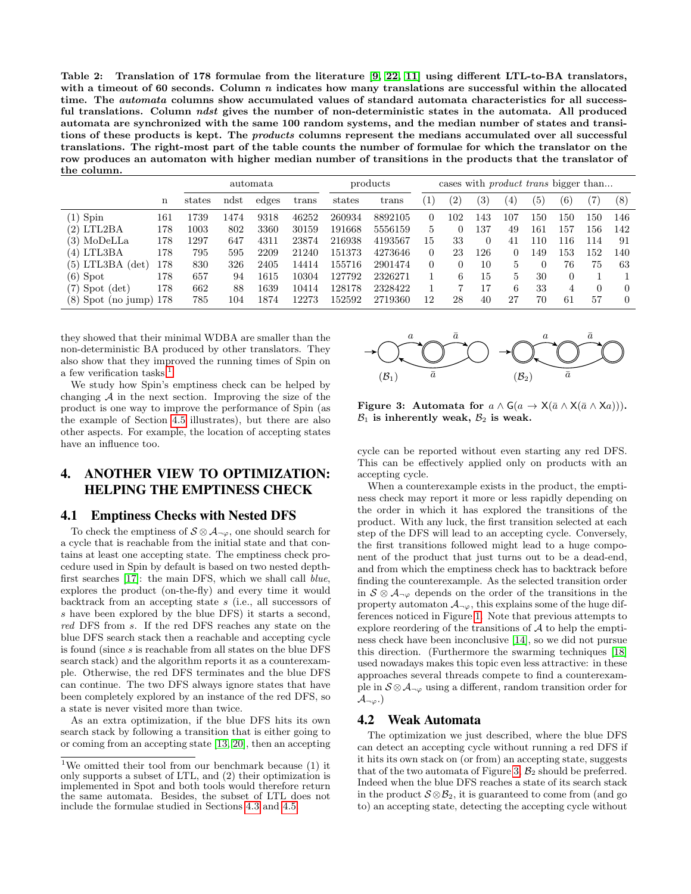**Table 2: Translation of 178 formulae from the literature [9, 22, 11] using different LTL-to-BA translators, with a timeout of 60 seconds. Column *n* indicates how many translations are successful within the allocated time. The *automata* columns show accumulated values of standard automata characteristics for all successful translations. Column *ndst* gives the number of non-deterministic states in the automata. All produced automata are synchronized with the same 100 random systems, and the median number of states and transitions of these products is kept. The *products* columns represent the medians accumulated over all successful translations. The right-most part of the table counts the number of formulae for which the translator on the row produces an automaton with higher median number of transitions in the products that the translator of the column.**

| | | automata | | | | products | | cases with *product trans* bigger than... | | | | | | | |
|---|---|---|---|---|---|---|---|---|---|---|---|---|---|---|---|
| | n | states | ndst | edges | trans | states | trans | (1) | (2) | (3) | (4) | (5) | (6) | (7) | (8) |
| (1) Spin | 161 | 1739 | 1474 | 9318 | 46252 | 260934 | 8892105 | 0 | 102 | 143 | 107 | 150 | 150 | 150 | 146 |
| (2) LTL2BA | 178 | 1003 | 802 | 3360 | 30159 | 191668 | 5556159 | 5 | 0 | 137 | 49 | 161 | 157 | 156 | 142 |
| (3) MoDeLLa | 178 | 1297 | 647 | 4311 | 23874 | 216938 | 4193567 | 15 | 33 | 0 | 41 | 110 | 116 | 114 | 91 |
| (4) LTL3BA | 178 | 795 | 595 | 2209 | 21240 | 151373 | 4273646 | 0 | 23 | 126 | 0 | 149 | 153 | 152 | 140 |
| (5) LTL3BA (det) | 178 | 830 | 326 | 2405 | 14414 | 155716 | 2901474 | 0 | 0 | 10 | 5 | 0 | 76 | 75 | 63 |
| (6) Spot | 178 | 657 | 94 | 1615 | 10304 | 127792 | 2326271 | 1 | 6 | 15 | 5 | 30 | 0 | 1 | 1 |
| (7) Spot (det) | 178 | 662 | 88 | 1639 | 10414 | 128178 | 2328422 | 1 | 7 | 17 | 6 | 33 | 4 | 0 | 0 |
| (8) Spot (no jump) | 178 | 785 | 104 | 1874 | 12273 | 152592 | 2719360 | 12 | 28 | 40 | 27 | 70 | 61 | 57 | 0 |

they showed that their minimal WDBA are smaller than the non-deterministic BA produced by other translators. They also show that they improved the running times of Spin on a few verification tasks.[1]

We study how Spin's emptiness check can be helped by changing $\mathcal{A}$ in the next section. Improving the size of the product is one way to improve the performance of Spin (as the example of Section 4.5 illustrates), but there are also other aspects. For example, the location of accepting states have an influence too.

## 4. ANOTHER VIEW TO OPTIMIZATION: HELPING THE EMPTINESS CHECK

### 4.1 Emptiness Checks with Nested DFS

To check the emptiness of $\mathcal{S} \otimes \mathcal{A}_{\neg\varphi}$, one should search for a cycle that is reachable from the initial state and that contains at least one accepting state. The emptiness check procedure used in Spin by default is based on two nested depth-first searches [17]: the main DFS, which we shall call *blue*, explores the product (on-the-fly) and every time it would backtrack from an accepting state $s$ (i.e., all successors of $s$ have been explored by the blue DFS) it starts a second, *red* DFS from $s$. If the red DFS reaches any state on the blue DFS search stack then a reachable and accepting cycle is found (since $s$ is reachable from all states on the blue DFS search stack) and the algorithm reports it as a counterexample. Otherwise, the red DFS terminates and the blue DFS can continue. The two DFS always ignore states that have been completely explored by an instance of the red DFS, so a state is never visited more than twice.

As an extra optimization, if the blue DFS hits its own search stack by following a transition that is either going to or coming from an accepting state [13, 20], then an accepting cycle can be reported without even starting any red DFS. This can be effectively applied only on products with an accepting cycle.

When a counterexample exists in the product, the emptiness check may report it more or less rapidly depending on the order in which it has explored the transitions of the product. With any luck, the first transition selected at each step of the DFS will lead to an accepting cycle. Conversely, the first transitions followed might lead to a huge component of the product that just turns out to be a dead-end, and from which the emptiness check has to backtrack before finding the counterexample. As the selected transition order in $\mathcal{S} \otimes \mathcal{A}_{\neg\varphi}$ depends on the order of the transitions in the property automaton $\mathcal{A}_{\neg\varphi}$, this explains some of the huge differences noticed in Figure 1. Note that previous attempts to explore reordering of the transitions of $\mathcal{A}$ to help the emptiness check have been inconclusive [14], so we did not pursue this direction. (Furthermore the swarming techniques [18] used nowadays makes this topic even less attractive: in these approaches several threads compete to find a counterexample in $\mathcal{S} \otimes \mathcal{A}_{\neg\varphi}$ using a different, random transition order for $\mathcal{A}_{\neg\varphi}$.)

$a$ $\bar{a}$ $\bar{a}$ $(\mathcal{B}_1)$ $a$ $\bar{a}$ $\bar{a}$ $(\mathcal{B}_2)$

**Figure 3: Automata for $a \wedge \mathsf{G}(a \rightarrow \mathsf{X}(\bar{a} \wedge \mathsf{X}(\bar{a} \wedge \mathsf{X}a)))$. $\mathcal{B}_1$ is inherently weak, $\mathcal{B}_2$ is weak.**

### 4.2 Weak Automata

The optimization we just described, where the blue DFS can detect an accepting cycle without running a red DFS if it hits its own stack on (or from) an accepting state, suggests that of the two automata of Figure 3, $\mathcal{B}_2$ should be preferred. Indeed when the blue DFS reaches a state of its search stack in the product $\mathcal{S} \otimes \mathcal{B}_2$, it is guaranteed to come from (and go to) an accepting state, detecting the accepting cycle without

[1] We omitted their tool from our benchmark because (1) it only supports a subset of LTL, and (2) their optimization is implemented in Spot and both tools would therefore return the same automata. Besides, the subset of LTL does not include the formulae studied in Sections 4.3 and 4.5.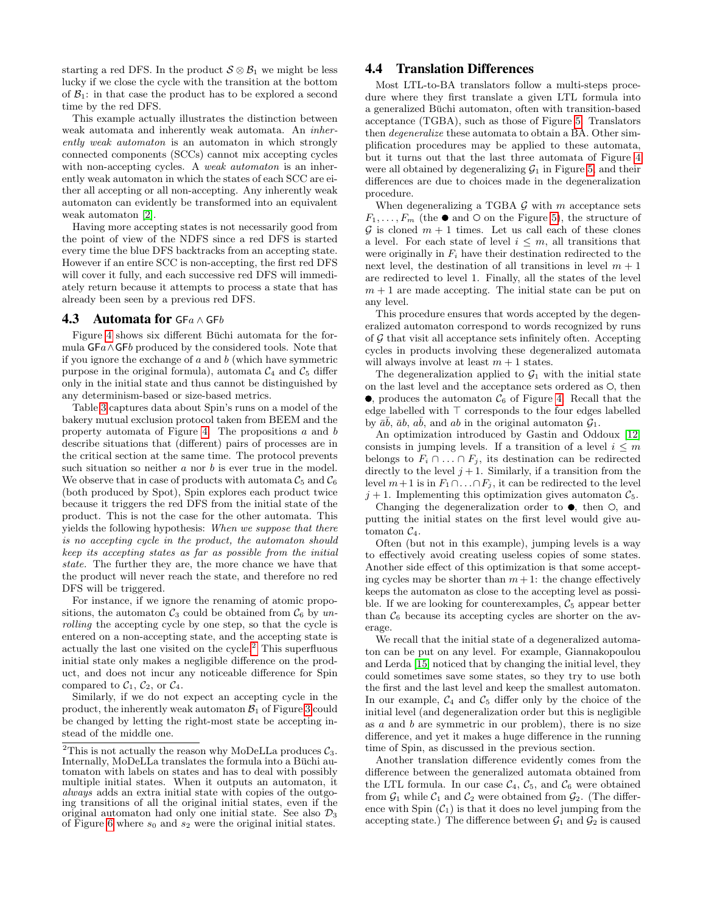starting a red DFS. In the product $\mathcal{S} \otimes \mathcal{B}_1$ we might be less lucky if we close the cycle with the transition at the bottom of $\mathcal{B}_1$: in that case the product has to be explored a second time by the red DFS.

This example actually illustrates the distinction between weak automata and inherently weak automata. An *inherently weak automaton* is an automaton in which strongly connected components (SCCs) cannot mix accepting cycles with non-accepting cycles. A *weak automaton* is an inherently weak automaton in which the states of each SCC are either all accepting or all non-accepting. Any inherently weak automaton can evidently be transformed into an equivalent weak automaton [2].

Having more accepting states is not necessarily good from the point of view of the NDFS since a red DFS is started every time the blue DFS backtracks from an accepting state. However if an entire SCC is non-accepting, the first red DFS will cover it fully, and each successive red DFS will immediately return because it attempts to process a state that has already been seen by a previous red DFS.

### 4.3 Automata for $\mathsf{G}\mathsf{F}a \wedge \mathsf{G}\mathsf{F}b$

Figure 4 shows six different Büchi automata for the formula $\mathsf{G}\mathsf{F}a \wedge \mathsf{G}\mathsf{F}b$ produced by the considered tools. Note that if you ignore the exchange of $a$ and $b$ (which have symmetric purpose in the original formula), automata $\mathcal{C}_4$ and $\mathcal{C}_5$ differ only in the initial state and thus cannot be distinguished by any determinism-based or size-based metrics.

Table 3 captures data about Spin's runs on a model of the bakery mutual exclusion protocol taken from BEEM and the property automata of Figure 4. The propositions $a$ and $b$ describe situations that (different) pairs of processes are in the critical section at the same time. The protocol prevents such situation so neither $a$ nor $b$ is ever true in the model. We observe that in case of products with automata $\mathcal{C}_5$ and $\mathcal{C}_6$ (both produced by Spot), Spin explores each product twice because it triggers the red DFS from the initial state of the product. This is not the case for the other automata. This yields the following hypothesis: *When we suppose that there is no accepting cycle in the product, the automaton should keep its accepting states as far as possible from the initial state.* The further they are, the more chance we have that the product will never reach the state, and therefore no red DFS will be triggered.

For instance, if we ignore the renaming of atomic propositions, the automaton $\mathcal{C}_3$ could be obtained from $\mathcal{C}_6$ by *unrolling* the accepting cycle by one step, so that the cycle is entered on a non-accepting state, and the accepting state is actually the last one visited on the cycle.[2] This superfluous initial state only makes a negligible difference on the product, and does not incur any noticeable difference for Spin compared to $\mathcal{C}_1$, $\mathcal{C}_2$, or $\mathcal{C}_4$.

Similarly, if we do not expect an accepting cycle in the product, the inherently weak automaton $\mathcal{B}_1$ of Figure 3 could be changed by letting the right-most state be accepting instead of the middle one.

[2]This is not actually the reason why MoDeLLa produces $\mathcal{C}_3$. Internally, MoDeLLa translates the formula into a Büchi automaton with labels on states and has to deal with possibly multiple initial states. When it outputs an automaton, it *always* adds an extra initial state with copies of the outgoing transitions of all the original initial states, even if the original automaton had only one initial state. See also $\mathcal{D}_3$ of Figure 6 where $s_0$ and $s_2$ were the original initial states.

### 4.4 Translation Differences

Most LTL-to-BA translators follow a multi-steps procedure where they first translate a given LTL formula into a generalized Büchi automaton, often with transition-based acceptance (TGBA), such as those of Figure 5. Translators then *degeneralize* these automata to obtain a BA. Other simplification procedures may be applied to these automata, but it turns out that the last three automata of Figure 4 were all obtained by degeneralizing $\mathcal{G}_1$ in Figure 5, and their differences are due to choices made in the degeneralization procedure.

When degeneralizing a TGBA $\mathcal{G}$ with $m$ acceptance sets $F_1, \ldots, F_m$ (the ● and ○ on the Figure 5), the structure of $\mathcal{G}$ is cloned $m+1$ times. Let us call each of these clones a level. For each state of level $i \leq m$, all transitions that were originally in $F_i$ have their destination redirected to the next level, the destination of all transitions in level $m+1$ are redirected to level 1. Finally, all the states of the level $m+1$ are made accepting. The initial state can be put on any level.

This procedure ensures that words accepted by the degeneralized automaton correspond to words recognized by runs of $\mathcal{G}$ that visit all acceptance sets infinitely often. Accepting cycles in products involving these degeneralized automata will always involve at least $m+1$ states.

The degeneralization applied to $\mathcal{G}_1$ with the initial state on the last level and the acceptance sets ordered as ○, then ●, produces the automaton $\mathcal{C}_6$ of Figure 4. Recall that the edge labelled with $\top$ corresponds to the four edges labelled by $\bar{a}\bar{b}$, $\bar{a}b$, $a\bar{b}$, and $ab$ in the original automaton $\mathcal{G}_1$.

An optimization introduced by Gastin and Oddoux [12] consists in jumping levels. If a transition of a level $i \leq m$ belongs to $F_i \cap \ldots \cap F_j$, its destination can be redirected directly to the level $j+1$. Similarly, if a transition from the level $m+1$ is in $F_1 \cap \ldots \cap F_j$, it can be redirected to the level $j+1$. Implementing this optimization gives automaton $\mathcal{C}_5$.

Changing the degeneralization order to ●, then ○, and putting the initial states on the first level would give automaton $\mathcal{C}_4$.

Often (but not in this example), jumping levels is a way to effectively avoid creating useless copies of some states. Another side effect of this optimization is that some accepting cycles may be shorter than $m+1$: the change effectively keeps the automaton as close to the accepting level as possible. If we are looking for counterexamples, $\mathcal{C}_5$ appear better than $\mathcal{C}_6$ because its accepting cycles are shorter on the average.

We recall that the initial state of a degeneralized automaton can be put on any level. For example, Giannakopoulou and Lerda [15] noticed that by changing the initial level, they could sometimes save some states, so they try to use both the first and the last level and keep the smallest automaton. In our example, $\mathcal{C}_4$ and $\mathcal{C}_5$ differ only by the choice of the initial level (and degeneralization order but this is negligible as $a$ and $b$ are symmetric in our problem), there is no size difference, and yet it makes a huge difference in the running time of Spin, as discussed in the previous section.

Another translation difference evidently comes from the difference between the generalized automata obtained from the LTL formula. In our case $\mathcal{C}_4$, $\mathcal{C}_5$, and $\mathcal{C}_6$ were obtained from $\mathcal{G}_1$ while $\mathcal{C}_1$ and $\mathcal{C}_2$ were obtained from $\mathcal{G}_2$. (The difference with Spin ($\mathcal{C}_1$) is that it does no level jumping from the accepting state.) The difference between $\mathcal{G}_1$ and $\mathcal{G}_2$ is caused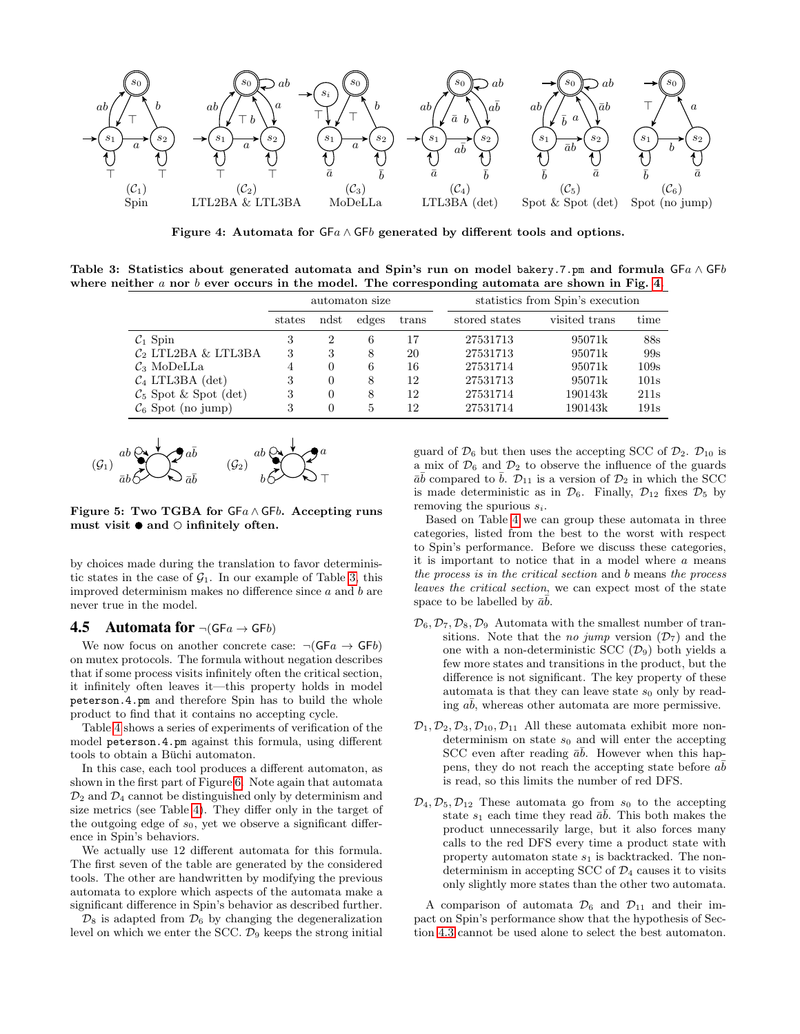**Figure 4: Automata for $\mathsf{GF}a \wedge \mathsf{GF}b$ generated by different tools and options.**

($\mathcal{C}_1$) Spin — ($\mathcal{C}_2$) LTL2BA & LTL3BA — ($\mathcal{C}_3$) MoDeLLa — ($\mathcal{C}_4$) LTL3BA (det) — ($\mathcal{C}_5$) Spot & Spot (det) — ($\mathcal{C}_6$) Spot (no jump)

**Table 3: Statistics about generated automata and Spin's run on model `bakery.7.pm` and formula $\mathsf{GF}a \wedge \mathsf{GF}b$ where neither $a$ nor $b$ ever occurs in the model. The corresponding automata are shown in Fig. 4.**

| | automaton size | | | | statistics from Spin's execution | | |
|---|---|---|---|---|---|---|---|
| | states | ndst | edges | trans | stored states | visited trans | time |
| $\mathcal{C}_1$ Spin | 3 | 2 | 6 | 17 | 27531713 | 95071k | 88s |
| $\mathcal{C}_2$ LTL2BA & LTL3BA | 3 | 3 | 8 | 20 | 27531713 | 95071k | 99s |
| $\mathcal{C}_3$ MoDeLLa | 4 | 0 | 6 | 16 | 27531714 | 95071k | 109s |
| $\mathcal{C}_4$ LTL3BA (det) | 3 | 0 | 8 | 12 | 27531713 | 95071k | 101s |
| $\mathcal{C}_5$ Spot & Spot (det) | 3 | 0 | 8 | 12 | 27531714 | 190143k | 211s |
| $\mathcal{C}_6$ Spot (no jump) | 3 | 0 | 5 | 12 | 27531714 | 190143k | 191s |

($\mathcal{G}_1$) ($\mathcal{G}_2$)

**Figure 5: Two TGBA for $\mathsf{GF}a \wedge \mathsf{GF}b$. Accepting runs must visit ● and ○ infinitely often.**

by choices made during the translation to favor deterministic states in the case of $\mathcal{G}_1$. In our example of Table 3, this improved determinism makes no difference since $a$ and $b$ are never true in the model.

## 4.5 Automata for $\neg(\mathsf{GF}a \rightarrow \mathsf{GF}b)$

We now focus on another concrete case: $\neg(\mathsf{GF}a \rightarrow \mathsf{GF}b)$ on mutex protocols. The formula without negation describes that if some process visits infinitely often the critical section, it infinitely often leaves it—this property holds in model `peterson.4.pm` and therefore Spin has to build the whole product to find that it contains no accepting cycle.

Table 4 shows a series of experiments of verification of the model `peterson.4.pm` against this formula, using different tools to obtain a Büchi automaton.

In this case, each tool produces a different automaton, as shown in the first part of Figure 6. Note again that automata $\mathcal{D}_2$ and $\mathcal{D}_4$ cannot be distinguished only by determinism and size metrics (see Table 4). They differ only in the target of the outgoing edge of $s_0$, yet we observe a significant difference in Spin's behaviors.

We actually use 12 different automata for this formula. The first seven of the table are generated by the considered tools. The other are handwritten by modifying the previous automata to explore which aspects of the automata make a significant difference in Spin's behavior as described further.

$\mathcal{D}_8$ is adapted from $\mathcal{D}_6$ by changing the degeneralization level on which we enter the SCC. $\mathcal{D}_9$ keeps the strong initial guard of $\mathcal{D}_6$ but then uses the accepting SCC of $\mathcal{D}_2$. $\mathcal{D}_{10}$ is a mix of $\mathcal{D}_6$ and $\mathcal{D}_2$ to observe the influence of the guards $\bar{a}b$ compared to $\bar{b}$. $\mathcal{D}_{11}$ is a version of $\mathcal{D}_2$ in which the SCC is made deterministic as in $\mathcal{D}_6$. Finally, $\mathcal{D}_{12}$ fixes $\mathcal{D}_5$ by removing the spurious $s_i$.

Based on Table 4 we can group these automata in three categories, listed from the best to the worst with respect to Spin's performance. Before we discuss these categories, it is important to notice that in a model where $a$ means *the process is in the critical section* and $b$ means *the process leaves the critical section*, we can expect most of the state space to be labelled by $\bar{a}\bar{b}$.

- $\mathcal{D}_6, \mathcal{D}_7, \mathcal{D}_8, \mathcal{D}_9$ Automata with the smallest number of transitions. Note that the *no jump* version ($\mathcal{D}_7$) and the one with a non-deterministic SCC ($\mathcal{D}_9$) both yields a few more states and transitions in the product, but the difference is not significant. The key property of these automata is that they can leave state $s_0$ only by reading $a\bar{b}$, whereas other automata are more permissive.
- $\mathcal{D}_1, \mathcal{D}_2, \mathcal{D}_3, \mathcal{D}_{10}, \mathcal{D}_{11}$ All these automata exhibit more non-determinism on state $s_0$ and will enter the accepting SCC even after reading $\bar{a}\bar{b}$. However when this happens, they do not reach the accepting state before $a\bar{b}$ is read, so this limits the number of red DFS.
- $\mathcal{D}_4, \mathcal{D}_5, \mathcal{D}_{12}$ These automata go from $s_0$ to the accepting state $s_1$ each time they read $\bar{a}\bar{b}$. This both makes the product unnecessarily large, but it also forces many calls to the red DFS every time a product state with property automaton state $s_1$ is backtracked. The non-determinism in accepting SCC of $\mathcal{D}_4$ causes it to visits only slightly more states than the other two automata.

A comparison of automata $\mathcal{D}_6$ and $\mathcal{D}_{11}$ and their impact on Spin's performance show that the hypothesis of Section 4.3 cannot be used alone to select the best automaton.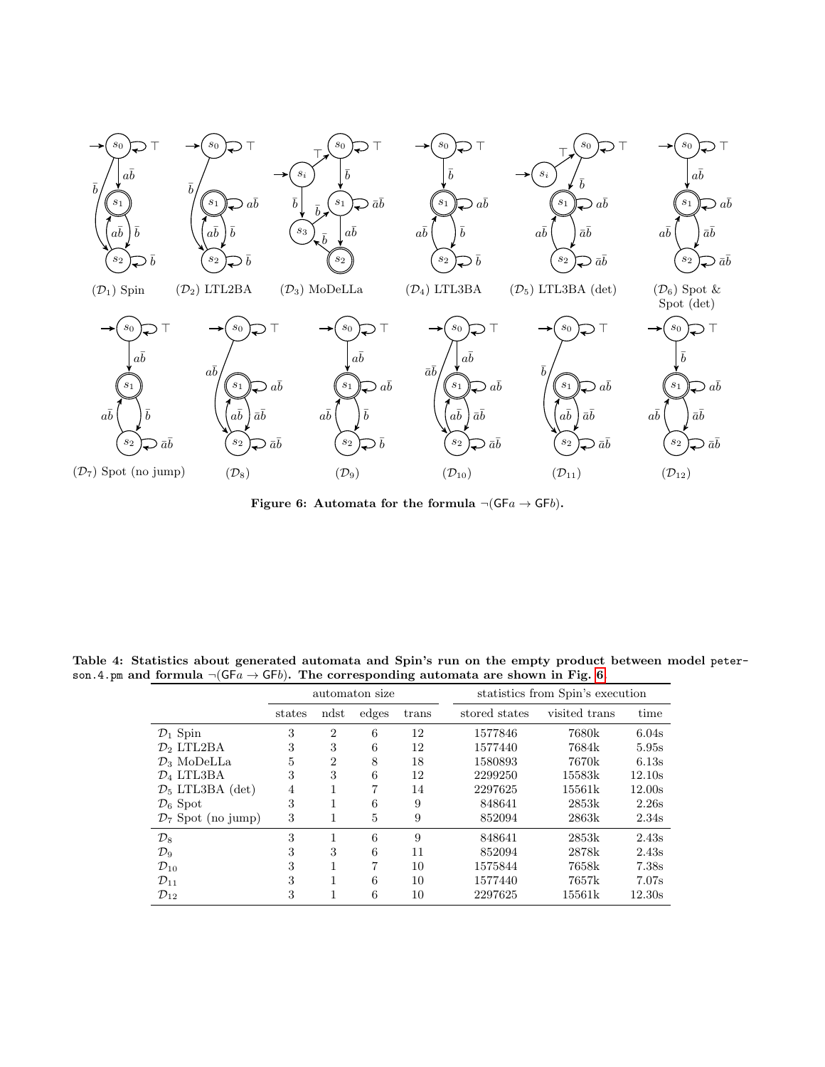($\mathcal{D}_1$) Spin ($\mathcal{D}_2$) LTL2BA ($\mathcal{D}_3$) MoDeLLa ($\mathcal{D}_4$) LTL3BA ($\mathcal{D}_5$) LTL3BA (det) ($\mathcal{D}_6$) Spot & Spot (det)

($\mathcal{D}_7$) Spot (no jump) ($\mathcal{D}_8$) ($\mathcal{D}_9$) ($\mathcal{D}_{10}$) ($\mathcal{D}_{11}$) ($\mathcal{D}_{12}$)

**Figure 6: Automata for the formula $\neg(\mathsf{GF}a \rightarrow \mathsf{GF}b)$.**

**Table 4: Statistics about generated automata and Spin's run on the empty product between model `peterson.4.pm` and formula $\neg(\mathsf{GF}a \rightarrow \mathsf{GF}b)$. The corresponding automata are shown in Fig. 6.**

| | automaton size | | | | statistics from Spin's execution | | |
|---|---|---|---|---|---|---|---|
| | states | ndst | edges | trans | stored states | visited trans | time |
| $\mathcal{D}_1$ Spin | 3 | 2 | 6 | 12 | 1577846 | 7680k | 6.04s |
| $\mathcal{D}_2$ LTL2BA | 3 | 3 | 6 | 12 | 1577440 | 7684k | 5.95s |
| $\mathcal{D}_3$ MoDeLLa | 5 | 2 | 8 | 18 | 1580893 | 7670k | 6.13s |
| $\mathcal{D}_4$ LTL3BA | 3 | 3 | 6 | 12 | 2299250 | 15583k | 12.10s |
| $\mathcal{D}_5$ LTL3BA (det) | 4 | 1 | 7 | 14 | 2297625 | 15561k | 12.00s |
| $\mathcal{D}_6$ Spot | 3 | 1 | 6 | 9 | 848641 | 2853k | 2.26s |
| $\mathcal{D}_7$ Spot (no jump) | 3 | 1 | 5 | 9 | 852094 | 2863k | 2.34s |
| $\mathcal{D}_8$ | 3 | 1 | 6 | 9 | 848641 | 2853k | 2.43s |
| $\mathcal{D}_9$ | 3 | 3 | 6 | 11 | 852094 | 2878k | 2.43s |
| $\mathcal{D}_{10}$ | 3 | 1 | 7 | 10 | 1575844 | 7658k | 7.38s |
| $\mathcal{D}_{11}$ | 3 | 1 | 6 | 10 | 1577440 | 7657k | 7.07s |
| $\mathcal{D}_{12}$ | 3 | 1 | 6 | 10 | 2297625 | 15561k | 12.30s |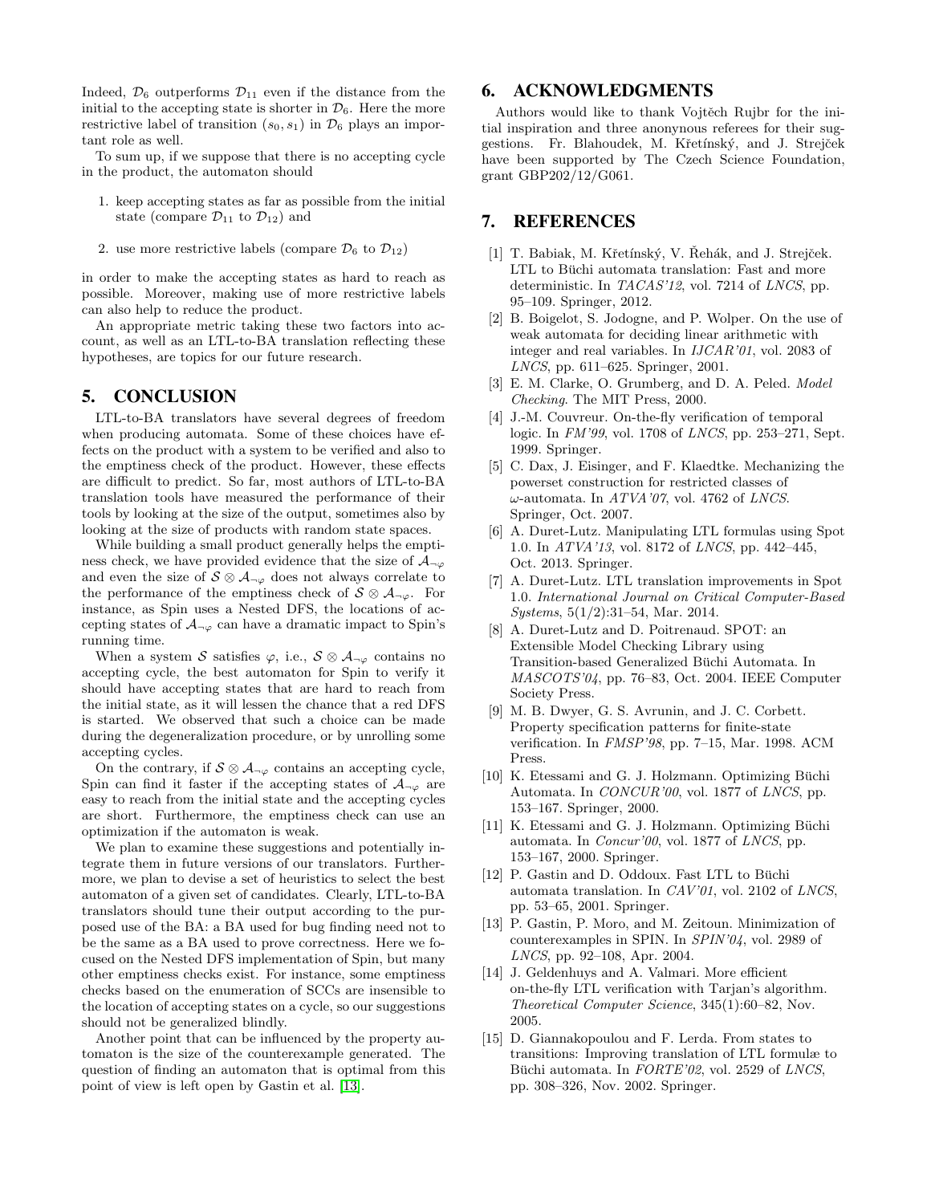Indeed, $\mathcal{D}_6$ outperforms $\mathcal{D}_{11}$ even if the distance from the initial to the accepting state is shorter in $\mathcal{D}_6$. Here the more restrictive label of transition $(s_0, s_1)$ in $\mathcal{D}_6$ plays an important role as well.

To sum up, if we suppose that there is no accepting cycle in the product, the automaton should

1. keep accepting states as far as possible from the initial state (compare $\mathcal{D}_{11}$ to $\mathcal{D}_{12}$) and
2. use more restrictive labels (compare $\mathcal{D}_6$ to $\mathcal{D}_{12}$)

in order to make the accepting states as hard to reach as possible. Moreover, making use of more restrictive labels can also help to reduce the product.

An appropriate metric taking these two factors into account, as well as an LTL-to-BA translation reflecting these hypotheses, are topics for our future research.

## 5. CONCLUSION

LTL-to-BA translators have several degrees of freedom when producing automata. Some of these choices have effects on the product with a system to be verified and also to the emptiness check of the product. However, these effects are difficult to predict. So far, most authors of LTL-to-BA translation tools have measured the performance of their tools by looking at the size of the output, sometimes also by looking at the size of products with random state spaces.

While building a small product generally helps the emptiness check, we have provided evidence that the size of $\mathcal{A}_{\neg\varphi}$ and even the size of $\mathcal{S} \otimes \mathcal{A}_{\neg\varphi}$ does not always correlate to the performance of the emptiness check of $\mathcal{S} \otimes \mathcal{A}_{\neg\varphi}$. For instance, as Spin uses a Nested DFS, the locations of accepting states of $\mathcal{A}_{\neg\varphi}$ can have a dramatic impact to Spin's running time.

When a system $\mathcal{S}$ satisfies $\varphi$, i.e., $\mathcal{S} \otimes \mathcal{A}_{\neg\varphi}$ contains no accepting cycle, the best automaton for Spin to verify it should have accepting states that are hard to reach from the initial state, as it will lessen the chance that a red DFS is started. We observed that such a choice can be made during the degeneralization procedure, or by unrolling some accepting cycles.

On the contrary, if $\mathcal{S} \otimes \mathcal{A}_{\neg\varphi}$ contains an accepting cycle, Spin can find it faster if the accepting states of $\mathcal{A}_{\neg\varphi}$ are easy to reach from the initial state and the accepting cycles are short. Furthermore, the emptiness check can use an optimization if the automaton is weak.

We plan to examine these suggestions and potentially integrate them in future versions of our translators. Furthermore, we plan to devise a set of heuristics to select the best automaton of a given set of candidates. Clearly, LTL-to-BA translators should tune their output according to the purposed use of the BA: a BA used for bug finding need not to be the same as a BA used to prove correctness. Here we focused on the Nested DFS implementation of Spin, but many other emptiness checks exist. For instance, some emptiness checks based on the enumeration of SCCs are insensible to the location of accepting states on a cycle, so our suggestions should not be generalized blindly.

Another point that can be influenced by the property automaton is the size of the counterexample generated. The question of finding an automaton that is optimal from this point of view is left open by Gastin et al. [13].

## 6. ACKNOWLEDGMENTS

Authors would like to thank Vojtěch Rujbr for the initial inspiration and three anonynous referees for their suggestions. Fr. Blahoudek, M. Křetínský, and J. Strejček have been supported by The Czech Science Foundation, grant GBP202/12/G061.

## 7. REFERENCES

[1] T. Babiak, M. Křetínský, V. Řehák, and J. Strejček. LTL to Büchi automata translation: Fast and more deterministic. In *TACAS'12*, vol. 7214 of *LNCS*, pp. 95–109. Springer, 2012.

[2] B. Boigelot, S. Jodogne, and P. Wolper. On the use of weak automata for deciding linear arithmetic with integer and real variables. In *IJCAR'01*, vol. 2083 of *LNCS*, pp. 611–625. Springer, 2001.

[3] E. M. Clarke, O. Grumberg, and D. A. Peled. *Model Checking*. The MIT Press, 2000.

[4] J.-M. Couvreur. On-the-fly verification of temporal logic. In *FM'99*, vol. 1708 of *LNCS*, pp. 253–271, Sept. 1999. Springer.

[5] C. Dax, J. Eisinger, and F. Klaedtke. Mechanizing the powerset construction for restricted classes of $\omega$-automata. In *ATVA'07*, vol. 4762 of *LNCS*. Springer, Oct. 2007.

[6] A. Duret-Lutz. Manipulating LTL formulas using Spot 1.0. In *ATVA'13*, vol. 8172 of *LNCS*, pp. 442–445, Oct. 2013. Springer.

[7] A. Duret-Lutz. LTL translation improvements in Spot 1.0. *International Journal on Critical Computer-Based Systems*, 5(1/2):31–54, Mar. 2014.

[8] A. Duret-Lutz and D. Poitrenaud. SPOT: an Extensible Model Checking Library using Transition-based Generalized Büchi Automata. In *MASCOTS'04*, pp. 76–83, Oct. 2004. IEEE Computer Society Press.

[9] M. B. Dwyer, G. S. Avrunin, and J. C. Corbett. Property specification patterns for finite-state verification. In *FMSP'98*, pp. 7–15, Mar. 1998. ACM Press.

[10] K. Etessami and G. J. Holzmann. Optimizing Büchi Automata. In *CONCUR'00*, vol. 1877 of *LNCS*, pp. 153–167. Springer, 2000.

[11] K. Etessami and G. J. Holzmann. Optimizing Büchi automata. In *Concur'00*, vol. 1877 of *LNCS*, pp. 153–167, 2000. Springer.

[12] P. Gastin and D. Oddoux. Fast LTL to Büchi automata translation. In *CAV'01*, vol. 2102 of *LNCS*, pp. 53–65, 2001. Springer.

[13] P. Gastin, P. Moro, and M. Zeitoun. Minimization of counterexamples in SPIN. In *SPIN'04*, vol. 2989 of *LNCS*, pp. 92–108, Apr. 2004.

[14] J. Geldenhuys and A. Valmari. More efficient on-the-fly LTL verification with Tarjan's algorithm. *Theoretical Computer Science*, 345(1):60–82, Nov. 2005.

[15] D. Giannakopoulou and F. Lerda. From states to transitions: Improving translation of LTL formulæ to Büchi automata. In *FORTE'02*, vol. 2529 of *LNCS*, pp. 308–326, Nov. 2002. Springer.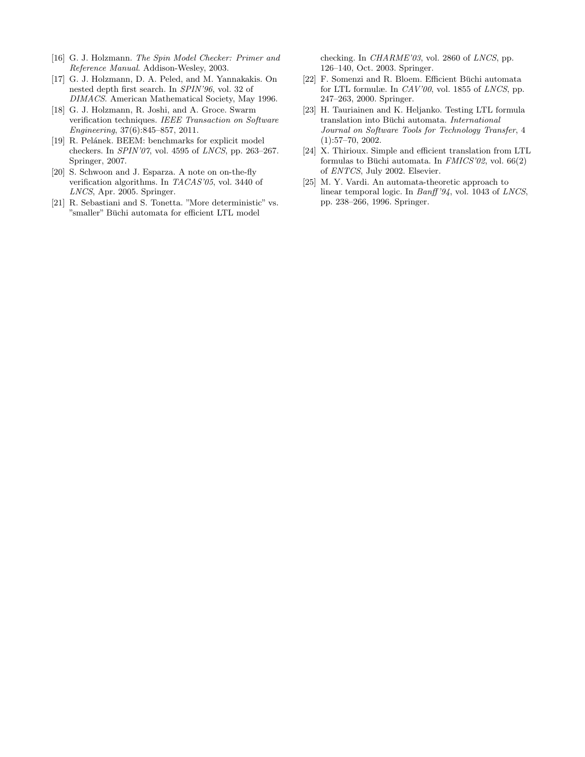[16] G. J. Holzmann. *The Spin Model Checker: Primer and Reference Manual*. Addison-Wesley, 2003.

[17] G. J. Holzmann, D. A. Peled, and M. Yannakakis. On nested depth first search. In *SPIN'96*, vol. 32 of *DIMACS*. American Mathematical Society, May 1996.

[18] G. J. Holzmann, R. Joshi, and A. Groce. Swarm verification techniques. *IEEE Transaction on Software Engineering*, 37(6):845–857, 2011.

[19] R. Pelánek. BEEM: benchmarks for explicit model checkers. In *SPIN'07*, vol. 4595 of *LNCS*, pp. 263–267. Springer, 2007.

[20] S. Schwoon and J. Esparza. A note on on-the-fly verification algorithms. In *TACAS'05*, vol. 3440 of *LNCS*, Apr. 2005. Springer.

[21] R. Sebastiani and S. Tonetta. "More deterministic" vs. "smaller" Büchi automata for efficient LTL model checking. In *CHARME'03*, vol. 2860 of *LNCS*, pp. 126–140, Oct. 2003. Springer.

[22] F. Somenzi and R. Bloem. Efficient Büchi automata for LTL formulæ. In *CAV'00*, vol. 1855 of *LNCS*, pp. 247–263, 2000. Springer.

[23] H. Tauriainen and K. Heljanko. Testing LTL formula translation into Büchi automata. *International Journal on Software Tools for Technology Transfer*, 4 (1):57–70, 2002.

[24] X. Thirioux. Simple and efficient translation from LTL formulas to Büchi automata. In *FMICS'02*, vol. 66(2) of *ENTCS*, July 2002. Elsevier.

[25] M. Y. Vardi. An automata-theoretic approach to linear temporal logic. In *Banff'94*, vol. 1043 of *LNCS*, pp. 238–266, 1996. Springer.